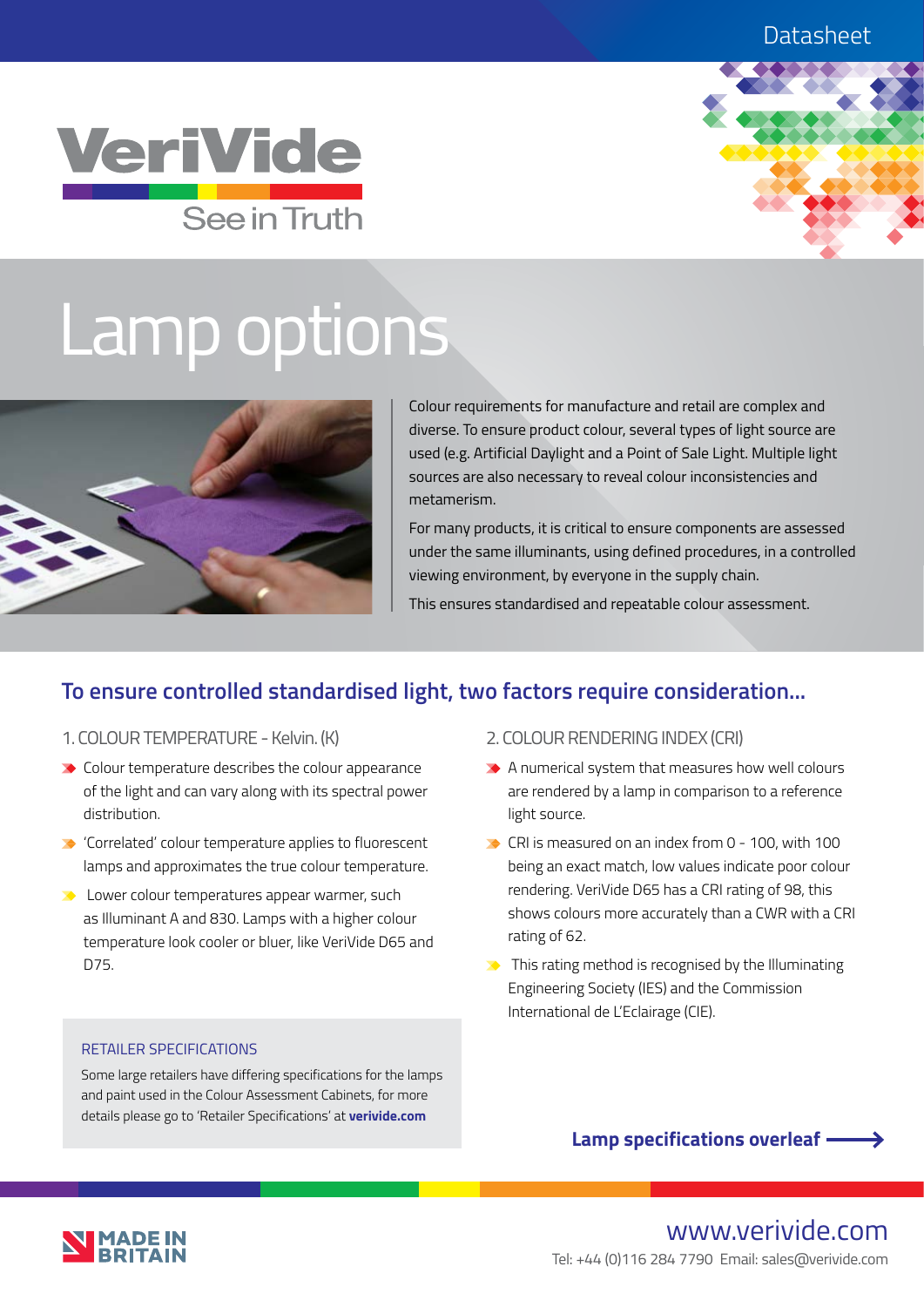Datasheet

VeriVide

See in Truth

# Lamp options

Colour requirements for manufacture and retail are complex and diverse. To ensure product colour, several types of light source are used (e.g. Artificial Daylight and a Point of Sale Light. Multiple light sources are also necessary to reveal colour inconsistencies and metamerism.

For many products, it is critical to ensure components are assessed under the same illuminants, using defined procedures, in a controlled viewing environment, by everyone in the supply chain.

This ensures standardised and repeatable colour assessment.

## To ensure controlled standardised light, two factors require consideration...

### 1. COLOUR TEMPERATURE - Kelvin. (K)

- Colour temperature describes the colour appearance of the light and can vary along with its spectral power distribution.
- 'Correlated' colour temperature applies to fluorescent lamps and approximates the true colour temperature.
- Lower colour temperatures appear warmer, such as Illuminant A and 830. Lamps with a higher colour temperature look cooler or bluer, like VeriVide D65 and D75.

### 2. COLOUR RENDERING INDEX (CRI)

- A numerical system that measures how well colours are rendered by a lamp in comparison to a reference light source.
- CRI is measured on an index from 0 - 100, with 100 being an exact match, low values indicate poor colour rendering. VeriVide D65 has a CRI rating of 98, this shows colours more accurately than a CWR with a CRI rating of 62.
- This rating method is recognised by the Illuminating Engineering Society (IES) and the Commission International de L'Eclairage (CIE).

### RETAILER SPECIFICATIONS

Some large retailers have differing specifications for the lamps and paint used in the Colour Assessment Cabinets, for more details please go to 'Retailer Specifications' at **verivide.com**

**Lamp specifications overleaf →**

MADE IN BRITAIN

www.verivide.com

Tel: +44 (0)116 284 7790 Email: sales@verivide.com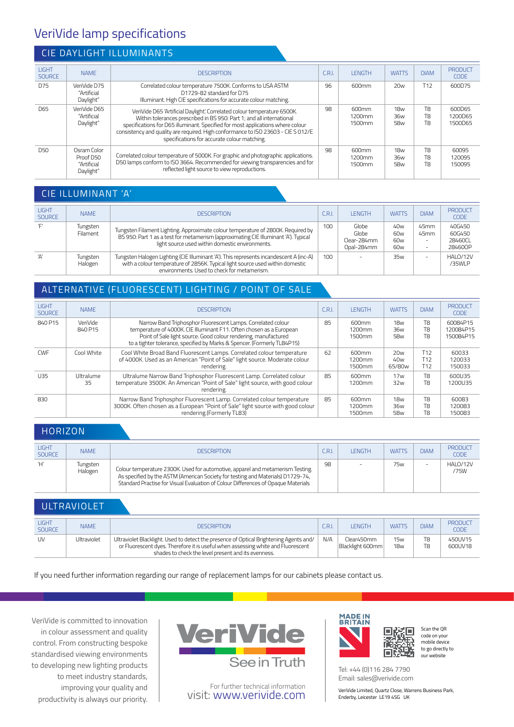# VeriVide lamp specifications

## CIE DAYLIGHT ILLUMINANTS

| LIGHT SOURCE | NAME | DESCRIPTION | C.R.I. | LENGTH | WATTS | DIAM | PRODUCT CODE |
|---|---|---|---|---|---|---|---|
| D75 | VeriVide D75 "Artificial Daylight" | Correlated colour temperature 7500K. Conforms to USA ASTM D1729-82 standard for D75 Illuminant. High CIE specifications for accurate colour matching. | 96 | 600mm | 20w | T12 | 600D75 |
| D65 | VeriVide D65 "Artificial Daylight" | VeriVide D65 'Artificial Daylight'. Correlated colour temperature 6500K. Within tolerances prescribed in BS 950: Part 1; and all international specifications for D65 illuminant. Specified for most applications where colour consistency and quality are required. High conformance to ISO 23603 - CIE S 012/E specifications for accurate colour matching. | 98 | 600mm<br>1200mm<br>1500mm | 18w<br>36w<br>58w | T8<br>T8<br>T8 | 600D65<br>1200D65<br>1500D65 |
| D50 | Osram Color Proof D50 "Artificial Daylight" | Correlated colour temperature of 5000K. For graphic and photographic applications. D50 lamps conform to ISO 3664. Recommended for viewing transparencies and for reflected light source to view reproductions. | 98 | 600mm<br>1200mm<br>1500mm | 18w<br>36w<br>58w | T8<br>T8<br>T8 | 60095<br>120095<br>150095 |

## CIE ILLUMINANT 'A'

| LIGHT SOURCE | NAME | DESCRIPTION | C.R.I. | LENGTH | WATTS | DIAM | PRODUCT CODE |
|---|---|---|---|---|---|---|---|
| 'F' | Tungsten Filament | Tungsten Filament Lighting. Approximate colour temperature of 2800K. Required by BS 950: Part 1 as a test for metamerism (approximating CIE Illuminant 'A'). Typical light source used within domestic environments. | 100 | Globe<br>Globe<br>Clear-284mm<br>Opal-284mm | 40w<br>60w<br>60w<br>60w | 45mm<br>45mm<br>-<br>- | 40G450<br>60G450<br>28460CL<br>28460OP |
| 'A' | Tungsten Halogen | Tungsten Halogen Lighting (CIE Illuminant 'A'). This represents incandescent A (inc-A) with a colour temperature of 2856K. Typical light source used within domestic environments. Used to check for metamerism. | 100 | - | 35w | - | HALO/12V /35WLP |

## ALTERNATIVE (FLUORESCENT) LIGHTING / POINT OF SALE

| LIGHT SOURCE | NAME | DESCRIPTION | C.R.I. | LENGTH | WATTS | DIAM | PRODUCT CODE |
|---|---|---|---|---|---|---|---|
| 840 P15 | VeriVide 840 P15 | Narrow Band Triphosphor Fluorescent Lamps. Correlated colour temperature of 4000K. CIE Illuminant F11. Often chosen as a European Point of Sale light source. Good colour rendering, manufactured to a tighter tolerance, specified by Marks & Spencer. (Formerly TL84P15) | 85 | 600mm<br>1200mm<br>1500mm | 18w<br>36w<br>58w | T8<br>T8<br>T8 | 60084P15<br>120084P15<br>150084P15 |
| CWF | Cool White | Cool White Broad Band Fluorescent Lamps. Correlated colour temperature of 4000K. Used as an American "Point of Sale" light source. Moderate colour rendering. | 62 | 600mm<br>1200mm<br>1500mm | 20w<br>40w<br>65/80w | T12<br>T12<br>T12 | 60033<br>120033<br>150033 |
| U35 | Ultralume 35 | Ultralume Narrow Band Triphosphor Fluorescent Lamp. Correlated colour temperature 3500K. An American "Point of Sale" light source, with good colour rendering. | 85 | 600mm<br>1200mm | 17w<br>32w | T8<br>T8 | 600U35<br>1200U35 |
| 830 | | Narrow Band Triphosphor Fluorescent Lamp. Correlated colour temperature 3000K. Often chosen as a European "Point of Sale" light source with good colour rendering.(Formerly TL83) | 85 | 600mm<br>1200mm<br>1500mm | 18w<br>36w<br>58w | T8<br>T8<br>T8 | 60083<br>120083<br>150083 |

## HORIZON

| LIGHT SOURCE | NAME | DESCRIPTION | C.R.I. | LENGTH | WATTS | DIAM | PRODUCT CODE |
|---|---|---|---|---|---|---|---|
| 'H' | Tungsten Halogen | Colour temperature 2300K. Used for automotive, apparel and metamerism Testing. As specified by the ASTM (American Society for testing and Materials) D1729-74, Standard Practise for Visual Evaluation of Colour Differences of Opaque Materials | 98 | - | 75w | - | HALO/12V /75W |

## ULTRAVIOLET

| LIGHT SOURCE | NAME | DESCRIPTION | C.R.I. | LENGTH | WATTS | DIAM | PRODUCT CODE |
|---|---|---|---|---|---|---|---|
| UV | Ultraviolet | Ultraviolet Blacklight. Used to detect the presence of Optical Brightening Agents and/ or Fluorescent dyes. Therefore it is useful when assessing white and Fluorescent shades to check the level present and its evenness. | N/A | Clear450mm<br>Blacklight 600mm | 15w<br>18w | T8<br>T8 | 450UV15<br>600UV18 |

If you need further information regarding our range of replacement lamps for our cabinets please contact us.

VeriVide is committed to innovation in colour assessment and quality control. From constructing bespoke standardised viewing environments to developing new lighting products to meet industry standards, improving your quality and productivity is always our priority.

VeriVide

See in Truth

For further technical information
visit: www.verivide.com

MADE IN BRITAIN

Scan the QR code on your mobile device to go directly to our website

Tel: +44 (0)116 284 7790
Email: sales@verivide.com

VeriVide Limited, Quartz Close, Warrens Business Park, Enderby, Leicester LE19 4SG UK